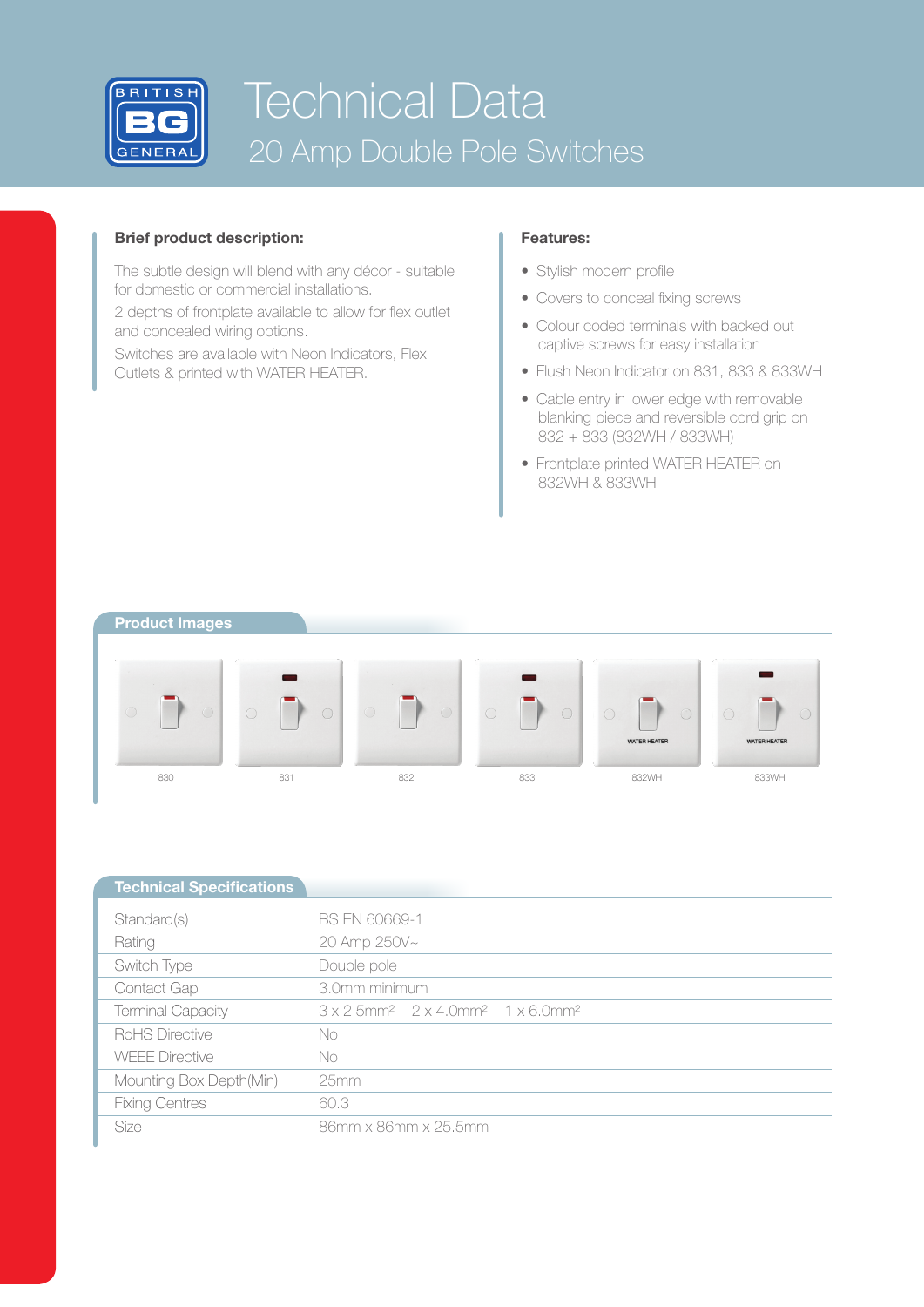# Technical Data

## 20 Amp Double Pole Switches

### Brief product description:

The subtle design will blend with any décor - suitable for domestic or commercial installations.

2 depths of frontplate available to allow for flex outlet and concealed wiring options.

Switches are available with Neon Indicators, Flex Outlets & printed with WATER HEATER.

### Features:

- Stylish modern profile
- Covers to conceal fixing screws
- Colour coded terminals with backed out captive screws for easy installation
- Flush Neon Indicator on 831, 833 & 833WH
- Cable entry in lower edge with removable blanking piece and reversible cord grip on 832 + 833 (832WH / 833WH)
- Frontplate printed WATER HEATER on 832WH & 833WH

### Product Images

830 831 832 833 832WH 833WH

### Technical Specifications

| | |
|---|---|
| Standard(s) | BS EN 60669-1 |
| Rating | 20 Amp 250V~ |
| Switch Type | Double pole |
| Contact Gap | 3.0mm minimum |
| Terminal Capacity | 3 x 2.5mm² 2 x 4.0mm² 1 x 6.0mm² |
| RoHS Directive | No |
| WEEE Directive | No |
| Mounting Box Depth(Min) | 25mm |
| Fixing Centres | 60.3 |
| Size | 86mm x 86mm x 25.5mm |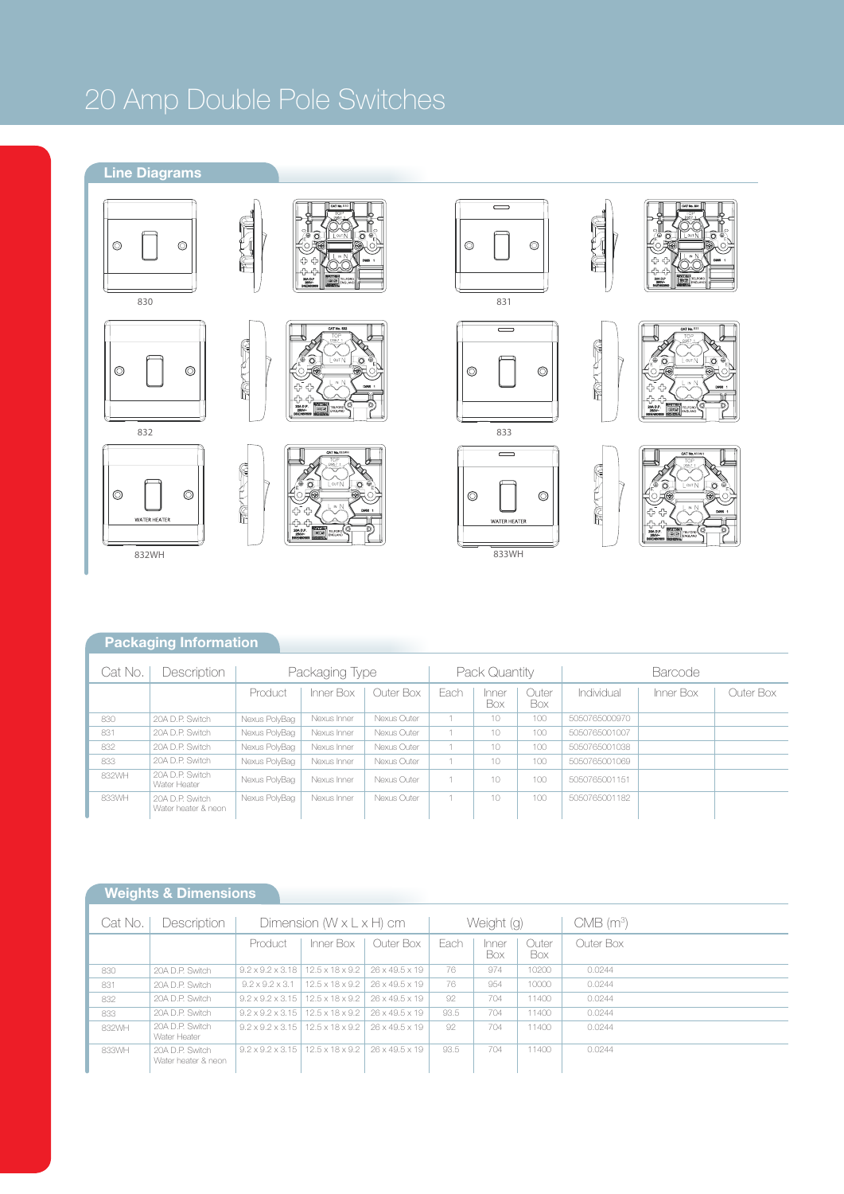# 20 Amp Double Pole Switches

## Line Diagrams

830

831

832

833

832WH

833WH

## Packaging Information

| Cat No. | Description | Packaging Type | | | Pack Quantity | | | Barcode | | |
|---|---|---|---|---|---|---|---|---|---|---|
| | | Product | Inner Box | Outer Box | Each | Inner Box | Outer Box | Individual | Inner Box | Outer Box |
| 830 | 20A D.P. Switch | Nexus PolyBag | Nexus Inner | Nexus Outer | 1 | 10 | 100 | 5050765000970 | | |
| 831 | 20A D.P. Switch | Nexus PolyBag | Nexus Inner | Nexus Outer | 1 | 10 | 100 | 5050765001007 | | |
| 832 | 20A D.P. Switch | Nexus PolyBag | Nexus Inner | Nexus Outer | 1 | 10 | 100 | 5050765001038 | | |
| 833 | 20A D.P. Switch | Nexus PolyBag | Nexus Inner | Nexus Outer | 1 | 10 | 100 | 5050765001069 | | |
| 832WH | 20A D.P. Switch Water Heater | Nexus PolyBag | Nexus Inner | Nexus Outer | 1 | 10 | 100 | 5050765001151 | | |
| 833WH | 20A D.P. Switch Water heater & neon | Nexus PolyBag | Nexus Inner | Nexus Outer | 1 | 10 | 100 | 5050765001182 | | |

## Weights & Dimensions

| Cat No. | Description | Dimension (W x L x H) cm | | | Weight (g) | | | CMB ($m^3$) |
|---|---|---|---|---|---|---|---|---|
| | | Product | Inner Box | Outer Box | Each | Inner Box | Outer Box | Outer Box |
| 830 | 20A D.P. Switch | 9.2 x 9.2 x 3.18 | 12.5 x 18 x 9.2 | 26 x 49.5 x 19 | 76 | 974 | 10200 | 0.0244 |
| 831 | 20A D.P. Switch | 9.2 x 9.2 x 3.1 | 12.5 x 18 x 9.2 | 26 x 49.5 x 19 | 76 | 954 | 10000 | 0.0244 |
| 832 | 20A D.P. Switch | 9.2 x 9.2 x 3.15 | 12.5 x 18 x 9.2 | 26 x 49.5 x 19 | 92 | 704 | 11400 | 0.0244 |
| 833 | 20A D.P. Switch | 9.2 x 9.2 x 3.15 | 12.5 x 18 x 9.2 | 26 x 49.5 x 19 | 93.5 | 704 | 11400 | 0.0244 |
| 832WH | 20A D.P. Switch Water Heater | 9.2 x 9.2 x 3.15 | 12.5 x 18 x 9.2 | 26 x 49.5 x 19 | 92 | 704 | 11400 | 0.0244 |
| 833WH | 20A D.P. Switch Water heater & neon | 9.2 x 9.2 x 3.15 | 12.5 x 18 x 9.2 | 26 x 49.5 x 19 | 93.5 | 704 | 11400 | 0.0244 |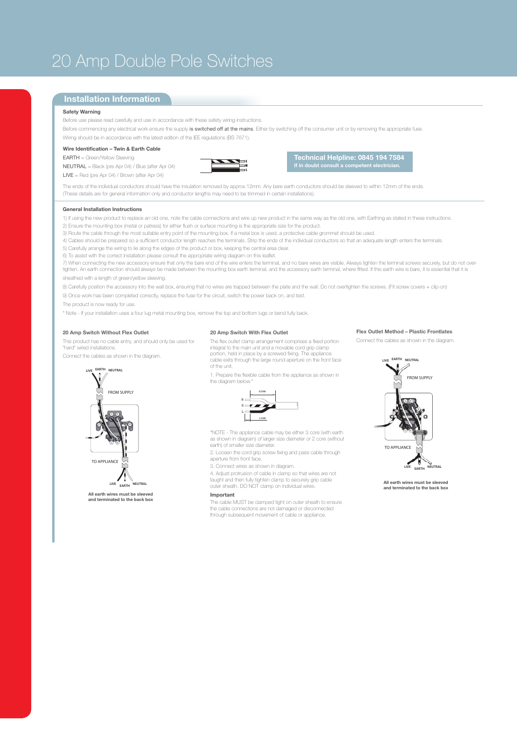# 20 Amp Double Pole Switches

## Installation Information

### Safety Warning

Before use please read carefully and use in accordance with these safety wiring instructions.

Before commencing any electrical work ensure the supply is switched off at the mains. Either by switching off the consumer unit or by removing the appropriate fuse.

Wiring should be in accordance with the latest edition of the IEE regulations (BS 7671).

### Wire Identification – Twin & Earth Cable

EARTH = Green/Yellow Sleeving

NEUTRAL = Black (pre Apr 04) / Blue (after Apr 04)

LIVE = Red (pre Apr 04) / Brown (after Apr 04)

E
N
L

**Technical Helpline: 0845 194 7584**
**If in doubt consult a competent electrician.**

The ends of the individual conductors should have the insulation removed by approx.12mm. Any bare earth conductors should be sleeved to within 12mm of the ends. (These details are for general information only and conductor lengths may need to be trimmed in certain installations).

### General Installation Instructions

1) If using the new product to replace an old one, note the cable connections and wire up new product in the same way as the old one, with Earthing as stated in these instructions.

2) Ensure the mounting box (metal or pattress) for either flush or surface mounting is the appropriate size for the product.

3) Route the cable through the most suitable entry point of the mounting box. If a metal box is used, a protective cable grommet should be used.

4) Cables should be prepared so a sufficient conductor length reaches the terminals. Strip the ends of the individual conductors so that an adequate length enters the terminals.

5) Carefully arrange the wiring to lie along the edges of the product or box, keeping the central area clear.

6) To assist with the correct installation please consult the appropriate wiring diagram on this leaflet.

7) When connecting the new accessory ensure that only the bare end of the wire enters the terminal, and no bare wires are visible. Always tighten the terminal screws securely, but do not over-tighten. An earth connection should always be made between the mounting box earth terminal, and the accessory earth terminal, where fitted. If this earth wire is bare, it is essential that it is sheathed with a length of green/yellow sleeving.

8) Carefully position the accessory into the wall box, ensuring that no wires are trapped between the plate and the wall. Do not overtighten the screws. (Fit screw covers + clip-on)

9) Once work has been completed correctly, replace the fuse for the circuit, switch the power back on, and test.

The product is now ready for use.

* Note - If your installation uses a four lug metal mounting box, remove the top and bottom lugs or bend fully back.

### 20 Amp Switch Without Flex Outlet

This product has no cable entry, and should only be used for "hard" wired installations.

Connect the cables as shown in the diagram.

LIVE EARTH NEUTRAL
FROM SUPPLY
TO APPLIANCE
LIVE EARTH NEUTRAL

**All earth wires must be sleeved and terminated to the back box**

### 20 Amp Switch With Flex Outlet

The flex outlet clamp arrangement comprises a fixed portion integral to the main unit and a movable cord grip clamp portion, held in place by a screwed fixing. The appliance cable exits through the large round aperture on the front face of the unit.

1. Prepare the flexible cable from the appliance as shown in the diagram below.*

60MM
N
E
L
12MM

*NOTE - The appliance cable may be either 3 core (with earth as shown in diagram) of larger size diameter or 2 core (without earth) of smaller size diameter.

2. Loosen the cord grip screw fixing and pass cable through aperture from front face.

3. Connect wires as shown in diagram.

4. Adjust protrusion of cable in clamp so that wires are not taught and then fully tighten clamp to securely grip cable outer sheath. DO NOT clamp on individual wires.

**Important**

The cable MUST be clamped tight on outer sheath to ensure the cable connections are not damaged or disconnected through subsequent movement of cable or appliance.

### Flex Outlet Method – Plastic Frontlates

Connect the cables as shown in the diagram.

LIVE EARTH NEUTRAL
FROM SUPPLY
TO APPLIANCE
LIVE EARTH NEUTRAL

**All earth wires must be sleeved and terminated to the back box**